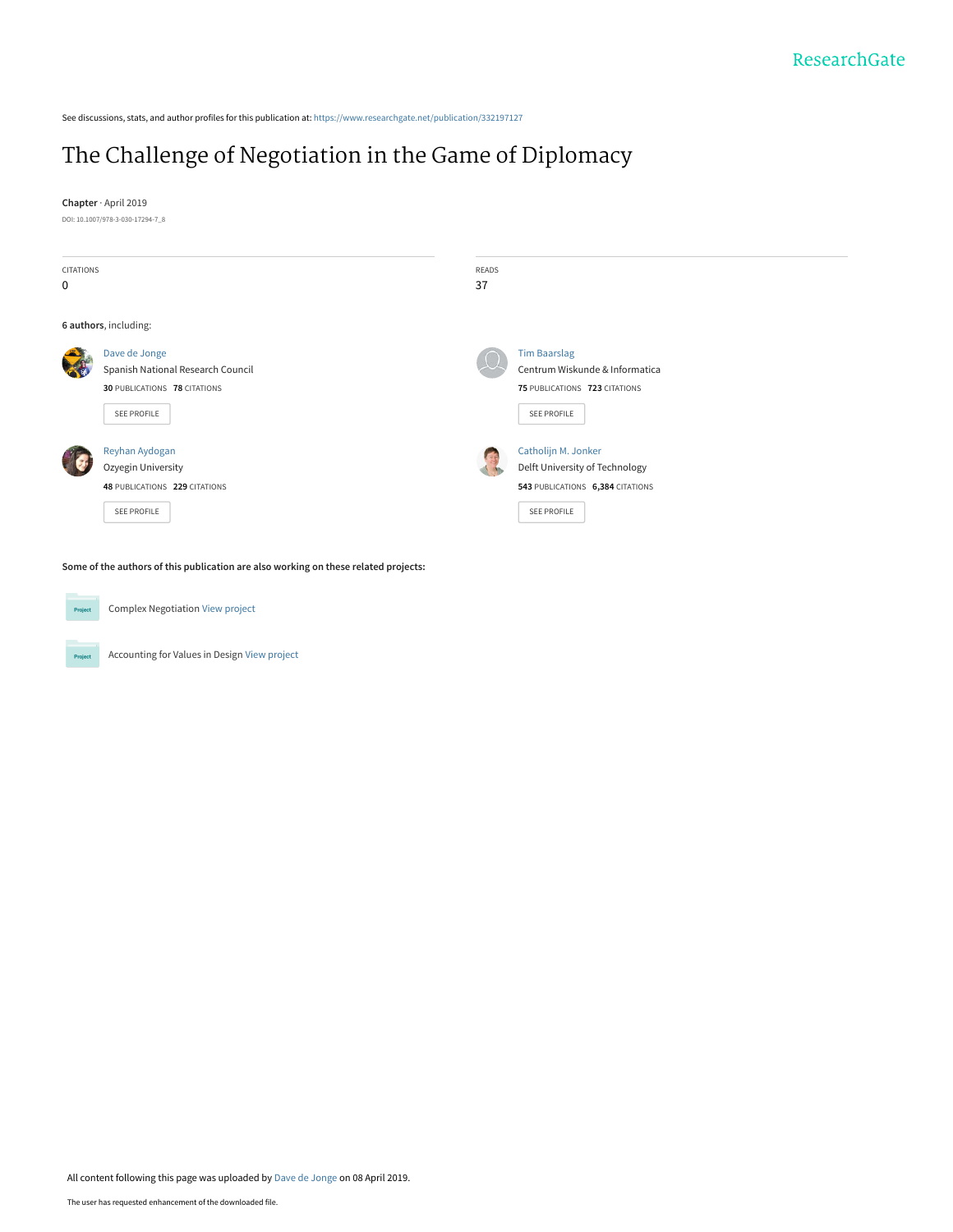ResearchGate

See discussions, stats, and author profiles for this publication at: https://www.researchgate.net/publication/332197127

# The Challenge of Negotiation in the Game of Diplomacy

**Chapter** · April 2019

DOI: 10.1007/978-3-030-17294-7_8

| CITATIONS | READS |
| --- | --- |
| 0 | 37 |

**6 authors**, including:

**Dave de Jonge**
Spanish National Research Council
**30** PUBLICATIONS **78** CITATIONS

SEE PROFILE

**Tim Baarslag**
Centrum Wiskunde & Informatica
**75** PUBLICATIONS **723** CITATIONS

SEE PROFILE

**Reyhan Aydogan**
Ozyegin University
**48** PUBLICATIONS **229** CITATIONS

SEE PROFILE

**Catholijn M. Jonker**
Delft University of Technology
**543** PUBLICATIONS **6,384** CITATIONS

SEE PROFILE

**Some of the authors of this publication are also working on these related projects:**

Complex Negotiation View project

Accounting for Values in Design View project

All content following this page was uploaded by Dave de Jonge on 08 April 2019.

The user has requested enhancement of the downloaded file.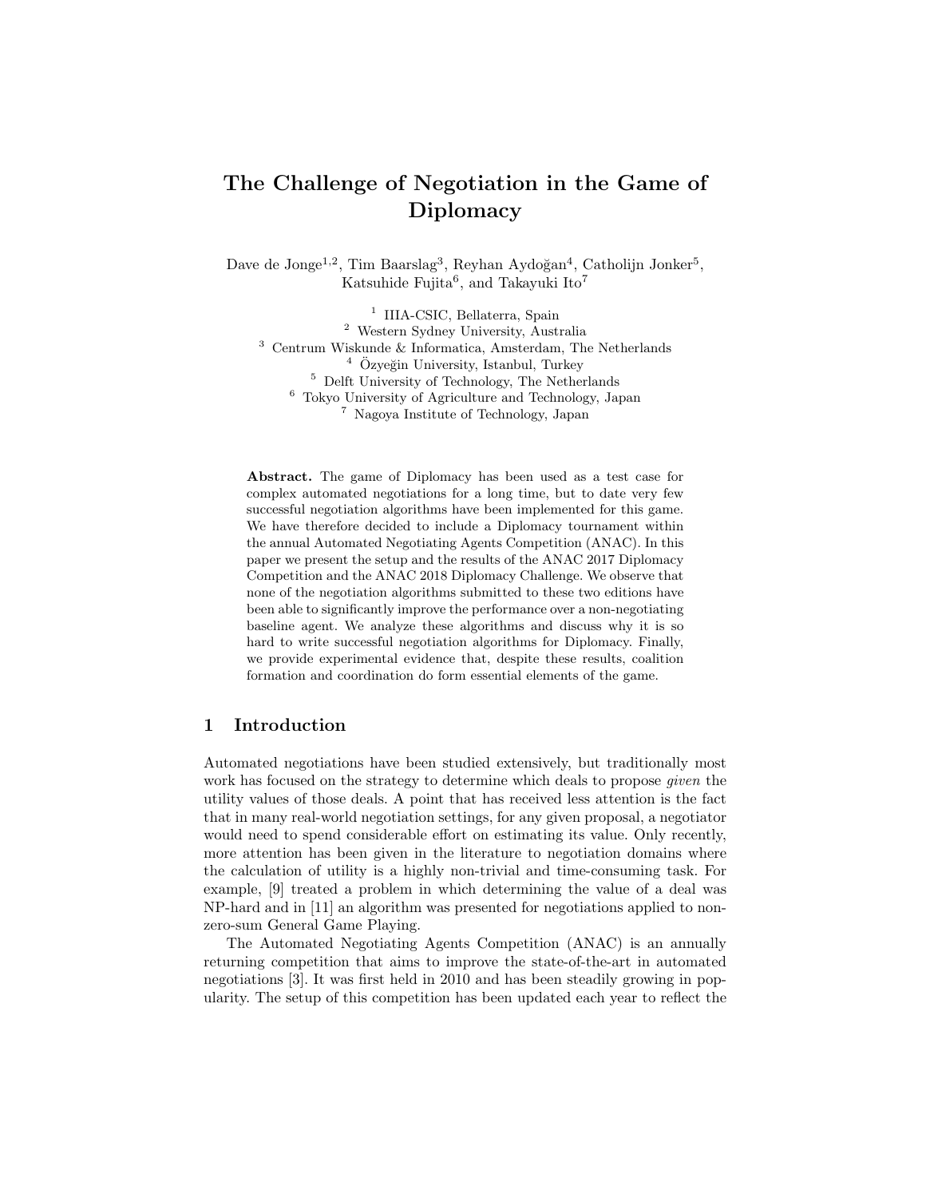# The Challenge of Negotiation in the Game of Diplomacy

Dave de Jonge[1,2], Tim Baarslag[3], Reyhan Aydoğan[4], Catholijn Jonker[5], Katsuhide Fujita[6], and Takayuki Ito[7]

[1] IIIA-CSIC, Bellaterra, Spain
[2] Western Sydney University, Australia
[3] Centrum Wiskunde & Informatica, Amsterdam, The Netherlands
[4] Özyeğin University, Istanbul, Turkey
[5] Delft University of Technology, The Netherlands
[6] Tokyo University of Agriculture and Technology, Japan
[7] Nagoya Institute of Technology, Japan

**Abstract.** The game of Diplomacy has been used as a test case for complex automated negotiations for a long time, but to date very few successful negotiation algorithms have been implemented for this game. We have therefore decided to include a Diplomacy tournament within the annual Automated Negotiating Agents Competition (ANAC). In this paper we present the setup and the results of the ANAC 2017 Diplomacy Competition and the ANAC 2018 Diplomacy Challenge. We observe that none of the negotiation algorithms submitted to these two editions have been able to significantly improve the performance over a non-negotiating baseline agent. We analyze these algorithms and discuss why it is so hard to write successful negotiation algorithms for Diplomacy. Finally, we provide experimental evidence that, despite these results, coalition formation and coordination do form essential elements of the game.

## 1 Introduction

Automated negotiations have been studied extensively, but traditionally most work has focused on the strategy to determine which deals to propose *given* the utility values of those deals. A point that has received less attention is the fact that in many real-world negotiation settings, for any given proposal, a negotiator would need to spend considerable effort on estimating its value. Only recently, more attention has been given in the literature to negotiation domains where the calculation of utility is a highly non-trivial and time-consuming task. For example, [9] treated a problem in which determining the value of a deal was NP-hard and in [11] an algorithm was presented for negotiations applied to non-zero-sum General Game Playing.

The Automated Negotiating Agents Competition (ANAC) is an annually returning competition that aims to improve the state-of-the-art in automated negotiations [3]. It was first held in 2010 and has been steadily growing in popularity. The setup of this competition has been updated each year to reflect the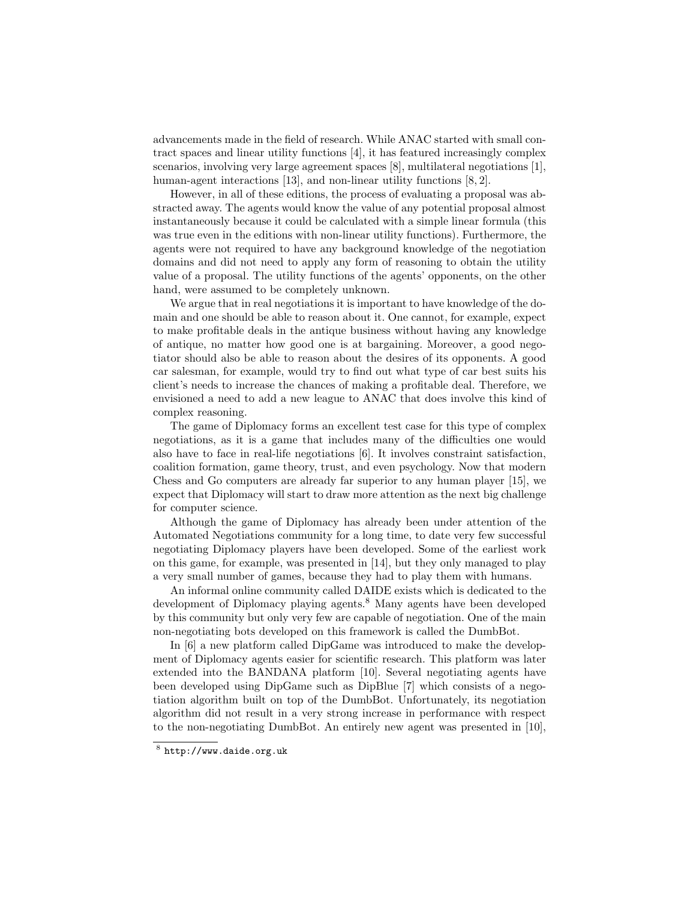advancements made in the field of research. While ANAC started with small contract spaces and linear utility functions [4], it has featured increasingly complex scenarios, involving very large agreement spaces [8], multilateral negotiations [1], human-agent interactions [13], and non-linear utility functions [8, 2].

However, in all of these editions, the process of evaluating a proposal was abstracted away. The agents would know the value of any potential proposal almost instantaneously because it could be calculated with a simple linear formula (this was true even in the editions with non-linear utility functions). Furthermore, the agents were not required to have any background knowledge of the negotiation domains and did not need to apply any form of reasoning to obtain the utility value of a proposal. The utility functions of the agents' opponents, on the other hand, were assumed to be completely unknown.

We argue that in real negotiations it is important to have knowledge of the domain and one should be able to reason about it. One cannot, for example, expect to make profitable deals in the antique business without having any knowledge of antique, no matter how good one is at bargaining. Moreover, a good negotiator should also be able to reason about the desires of its opponents. A good car salesman, for example, would try to find out what type of car best suits his client's needs to increase the chances of making a profitable deal. Therefore, we envisioned a need to add a new league to ANAC that does involve this kind of complex reasoning.

The game of Diplomacy forms an excellent test case for this type of complex negotiations, as it is a game that includes many of the difficulties one would also have to face in real-life negotiations [6]. It involves constraint satisfaction, coalition formation, game theory, trust, and even psychology. Now that modern Chess and Go computers are already far superior to any human player [15], we expect that Diplomacy will start to draw more attention as the next big challenge for computer science.

Although the game of Diplomacy has already been under attention of the Automated Negotiations community for a long time, to date very few successful negotiating Diplomacy players have been developed. Some of the earliest work on this game, for example, was presented in [14], but they only managed to play a very small number of games, because they had to play them with humans.

An informal online community called DAIDE exists which is dedicated to the development of Diplomacy playing agents.[8] Many agents have been developed by this community but only very few are capable of negotiation. One of the main non-negotiating bots developed on this framework is called the DumbBot.

In [6] a new platform called DipGame was introduced to make the development of Diplomacy agents easier for scientific research. This platform was later extended into the BANDANA platform [10]. Several negotiating agents have been developed using DipGame such as DipBlue [7] which consists of a negotiation algorithm built on top of the DumbBot. Unfortunately, its negotiation algorithm did not result in a very strong increase in performance with respect to the non-negotiating DumbBot. An entirely new agent was presented in [10],

[8] http://www.daide.org.uk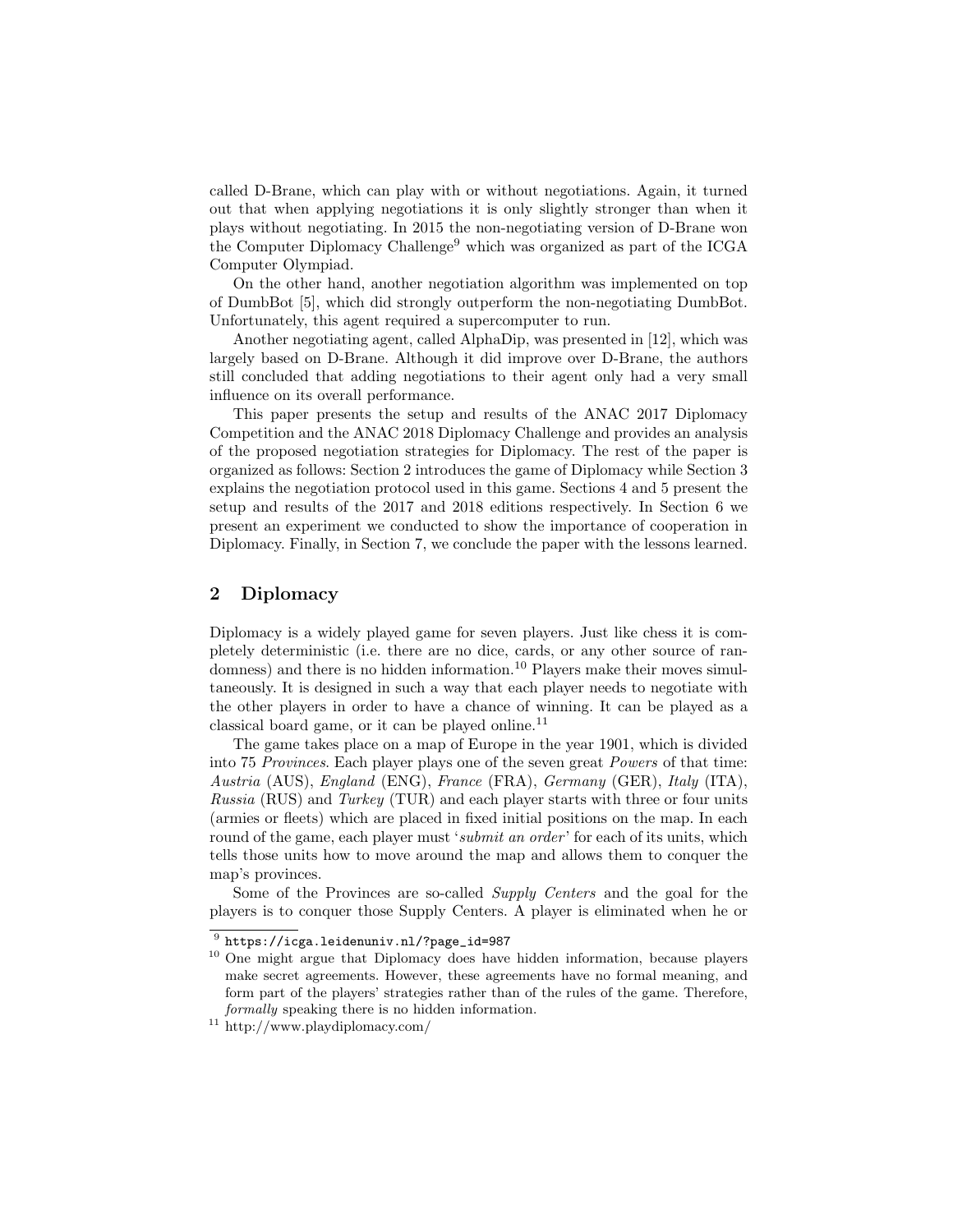called D-Brane, which can play with or without negotiations. Again, it turned out that when applying negotiations it is only slightly stronger than when it plays without negotiating. In 2015 the non-negotiating version of D-Brane won the Computer Diplomacy Challenge[9] which was organized as part of the ICGA Computer Olympiad.

On the other hand, another negotiation algorithm was implemented on top of DumbBot [5], which did strongly outperform the non-negotiating DumbBot. Unfortunately, this agent required a supercomputer to run.

Another negotiating agent, called AlphaDip, was presented in [12], which was largely based on D-Brane. Although it did improve over D-Brane, the authors still concluded that adding negotiations to their agent only had a very small influence on its overall performance.

This paper presents the setup and results of the ANAC 2017 Diplomacy Competition and the ANAC 2018 Diplomacy Challenge and provides an analysis of the proposed negotiation strategies for Diplomacy. The rest of the paper is organized as follows: Section 2 introduces the game of Diplomacy while Section 3 explains the negotiation protocol used in this game. Sections 4 and 5 present the setup and results of the 2017 and 2018 editions respectively. In Section 6 we present an experiment we conducted to show the importance of cooperation in Diplomacy. Finally, in Section 7, we conclude the paper with the lessons learned.

## 2 Diplomacy

Diplomacy is a widely played game for seven players. Just like chess it is completely deterministic (i.e. there are no dice, cards, or any other source of randomness) and there is no hidden information.[10] Players make their moves simultaneously. It is designed in such a way that each player needs to negotiate with the other players in order to have a chance of winning. It can be played as a classical board game, or it can be played online.[11]

The game takes place on a map of Europe in the year 1901, which is divided into 75 *Provinces*. Each player plays one of the seven great *Powers* of that time: *Austria* (AUS), *England* (ENG), *France* (FRA), *Germany* (GER), *Italy* (ITA), *Russia* (RUS) and *Turkey* (TUR) and each player starts with three or four units (armies or fleets) which are placed in fixed initial positions on the map. In each round of the game, each player must '*submit an order*' for each of its units, which tells those units how to move around the map and allows them to conquer the map's provinces.

Some of the Provinces are so-called *Supply Centers* and the goal for the players is to conquer those Supply Centers. A player is eliminated when he or

---

[9] https://icga.leidenuniv.nl/?page_id=987

[10] One might argue that Diplomacy does have hidden information, because players make secret agreements. However, these agreements have no formal meaning, and form part of the players' strategies rather than of the rules of the game. Therefore, *formally* speaking there is no hidden information.

[11] http://www.playdiplomacy.com/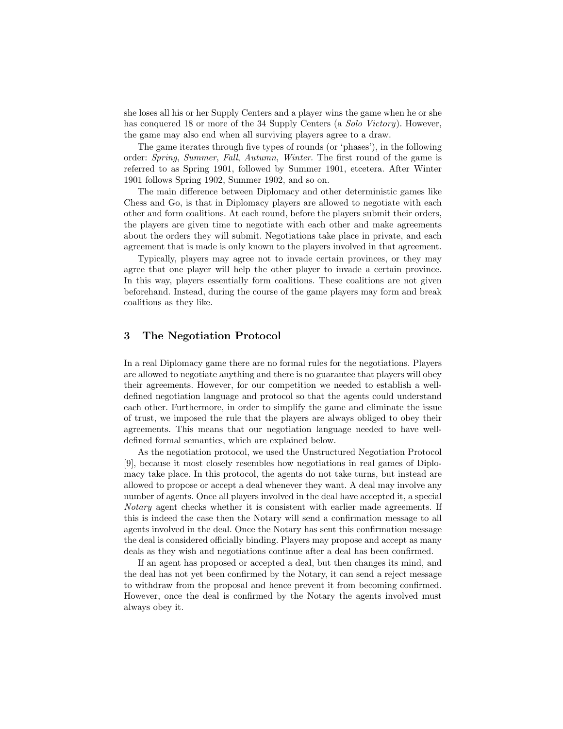she loses all his or her Supply Centers and a player wins the game when he or she has conquered 18 or more of the 34 Supply Centers (a *Solo Victory*). However, the game may also end when all surviving players agree to a draw.

The game iterates through five types of rounds (or 'phases'), in the following order: *Spring*, *Summer*, *Fall*, *Autumn*, *Winter*. The first round of the game is referred to as Spring 1901, followed by Summer 1901, etcetera. After Winter 1901 follows Spring 1902, Summer 1902, and so on.

The main difference between Diplomacy and other deterministic games like Chess and Go, is that in Diplomacy players are allowed to negotiate with each other and form coalitions. At each round, before the players submit their orders, the players are given time to negotiate with each other and make agreements about the orders they will submit. Negotiations take place in private, and each agreement that is made is only known to the players involved in that agreement.

Typically, players may agree not to invade certain provinces, or they may agree that one player will help the other player to invade a certain province. In this way, players essentially form coalitions. These coalitions are not given beforehand. Instead, during the course of the game players may form and break coalitions as they like.

## 3 The Negotiation Protocol

In a real Diplomacy game there are no formal rules for the negotiations. Players are allowed to negotiate anything and there is no guarantee that players will obey their agreements. However, for our competition we needed to establish a well-defined negotiation language and protocol so that the agents could understand each other. Furthermore, in order to simplify the game and eliminate the issue of trust, we imposed the rule that the players are always obliged to obey their agreements. This means that our negotiation language needed to have well-defined formal semantics, which are explained below.

As the negotiation protocol, we used the Unstructured Negotiation Protocol [9], because it most closely resembles how negotiations in real games of Diplomacy take place. In this protocol, the agents do not take turns, but instead are allowed to propose or accept a deal whenever they want. A deal may involve any number of agents. Once all players involved in the deal have accepted it, a special *Notary* agent checks whether it is consistent with earlier made agreements. If this is indeed the case then the Notary will send a confirmation message to all agents involved in the deal. Once the Notary has sent this confirmation message the deal is considered officially binding. Players may propose and accept as many deals as they wish and negotiations continue after a deal has been confirmed.

If an agent has proposed or accepted a deal, but then changes its mind, and the deal has not yet been confirmed by the Notary, it can send a reject message to withdraw from the proposal and hence prevent it from becoming confirmed. However, once the deal is confirmed by the Notary the agents involved must always obey it.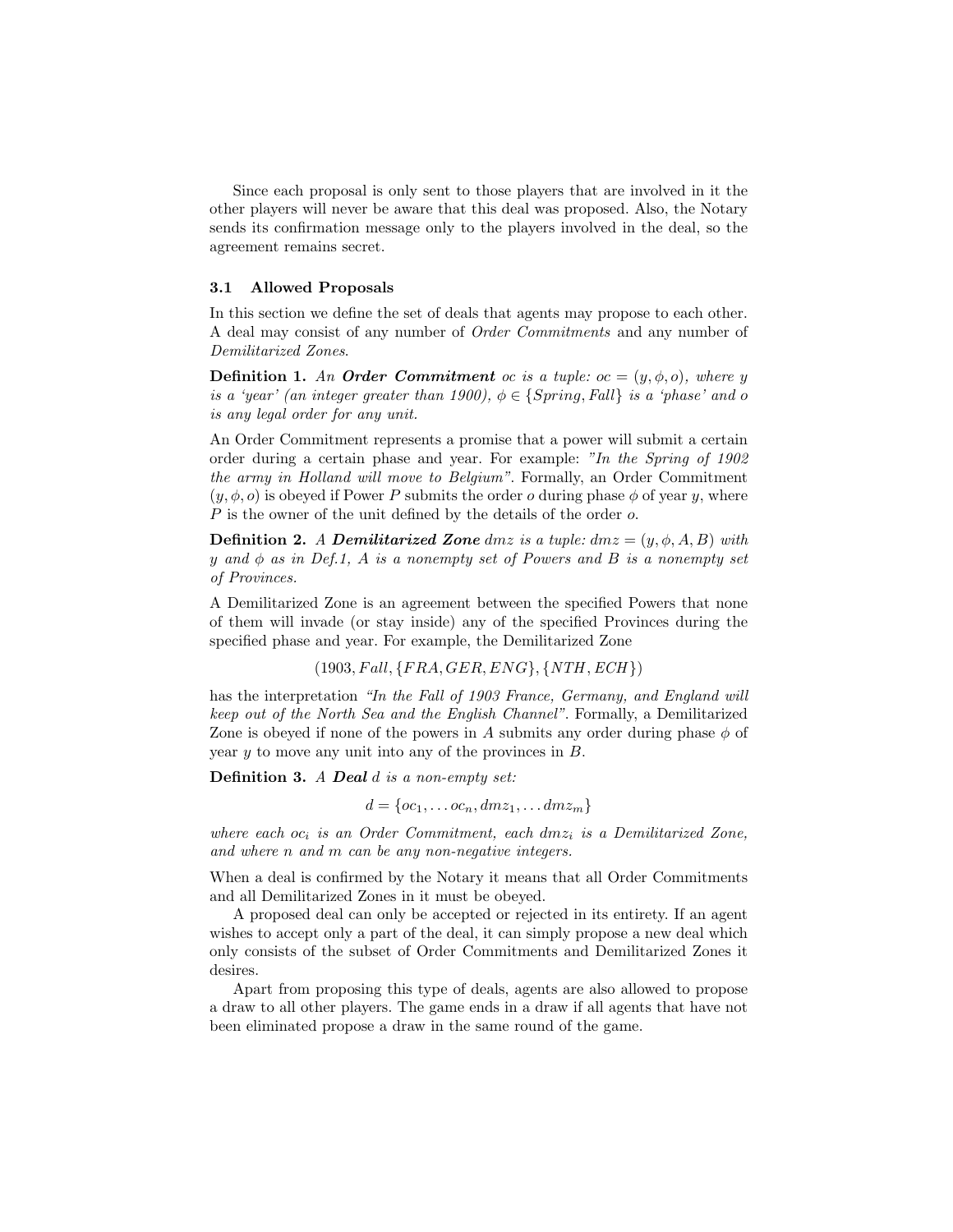Since each proposal is only sent to those players that are involved in it the other players will never be aware that this deal was proposed. Also, the Notary sends its confirmation message only to the players involved in the deal, so the agreement remains secret.

### 3.1 Allowed Proposals

In this section we define the set of deals that agents may propose to each other. A deal may consist of any number of *Order Commitments* and any number of *Demilitarized Zones*.

**Definition 1.** *An* ***Order Commitment*** *oc is a tuple:* $oc = (y, \phi, o)$*, where y is a 'year' (an integer greater than 1900),* $\phi \in \{Spring, Fall\}$ *is a 'phase' and o is any legal order for any unit.*

An Order Commitment represents a promise that a power will submit a certain order during a certain phase and year. For example: *"In the Spring of 1902 the army in Holland will move to Belgium"*. Formally, an Order Commitment $(y, \phi, o)$ is obeyed if Power $P$ submits the order $o$ during phase $\phi$ of year $y$, where $P$ is the owner of the unit defined by the details of the order $o$.

**Definition 2.** *A* ***Demilitarized Zone*** *dmz is a tuple:* $dmz = (y, \phi, A, B)$ *with y and* $\phi$ *as in Def.1, A is a nonempty set of Powers and B is a nonempty set of Provinces.*

A Demilitarized Zone is an agreement between the specified Powers that none of them will invade (or stay inside) any of the specified Provinces during the specified phase and year. For example, the Demilitarized Zone

$$(1903, Fall, \{FRA, GER, ENG\}, \{NTH, ECH\})$$

has the interpretation *"In the Fall of 1903 France, Germany, and England will keep out of the North Sea and the English Channel"*. Formally, a Demilitarized Zone is obeyed if none of the powers in $A$ submits any order during phase $\phi$ of year $y$ to move any unit into any of the provinces in $B$.

**Definition 3.** *A* ***Deal*** *d is a non-empty set:*

$$d = \{oc_1, \ldots oc_n, dmz_1, \ldots dmz_m\}$$

*where each* $oc_i$ *is an Order Commitment, each* $dmz_i$ *is a Demilitarized Zone, and where n and m can be any non-negative integers.*

When a deal is confirmed by the Notary it means that all Order Commitments and all Demilitarized Zones in it must be obeyed.

A proposed deal can only be accepted or rejected in its entirety. If an agent wishes to accept only a part of the deal, it can simply propose a new deal which only consists of the subset of Order Commitments and Demilitarized Zones it desires.

Apart from proposing this type of deals, agents are also allowed to propose a draw to all other players. The game ends in a draw if all agents that have not been eliminated propose a draw in the same round of the game.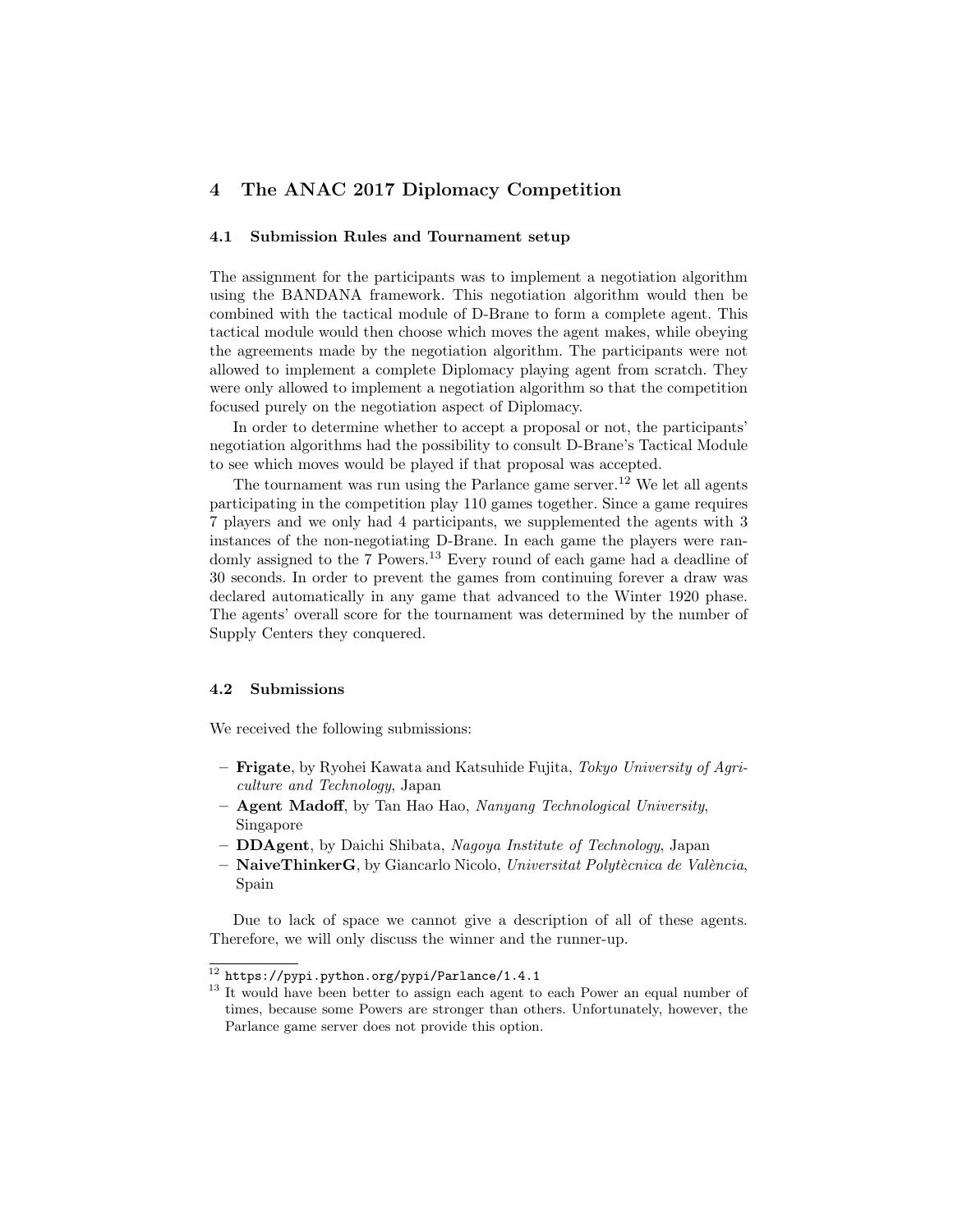## 4 The ANAC 2017 Diplomacy Competition

### 4.1 Submission Rules and Tournament setup

The assignment for the participants was to implement a negotiation algorithm using the BANDANA framework. This negotiation algorithm would then be combined with the tactical module of D-Brane to form a complete agent. This tactical module would then choose which moves the agent makes, while obeying the agreements made by the negotiation algorithm. The participants were not allowed to implement a complete Diplomacy playing agent from scratch. They were only allowed to implement a negotiation algorithm so that the competition focused purely on the negotiation aspect of Diplomacy.

In order to determine whether to accept a proposal or not, the participants' negotiation algorithms had the possibility to consult D-Brane's Tactical Module to see which moves would be played if that proposal was accepted.

The tournament was run using the Parlance game server.[12] We let all agents participating in the competition play 110 games together. Since a game requires 7 players and we only had 4 participants, we supplemented the agents with 3 instances of the non-negotiating D-Brane. In each game the players were randomly assigned to the 7 Powers.[13] Every round of each game had a deadline of 30 seconds. In order to prevent the games from continuing forever a draw was declared automatically in any game that advanced to the Winter 1920 phase. The agents' overall score for the tournament was determined by the number of Supply Centers they conquered.

### 4.2 Submissions

We received the following submissions:

- **Frigate**, by Ryohei Kawata and Katsuhide Fujita, *Tokyo University of Agriculture and Technology*, Japan
- **Agent Madoff**, by Tan Hao Hao, *Nanyang Technological University*, Singapore
- **DDAgent**, by Daichi Shibata, *Nagoya Institute of Technology*, Japan
- **NaiveThinkerG**, by Giancarlo Nicolo, *Universitat Politècnica de València*, Spain

Due to lack of space we cannot give a description of all of these agents. Therefore, we will only discuss the winner and the runner-up.

---

[12] `https://pypi.python.org/pypi/Parlance/1.4.1`

[13] It would have been better to assign each agent to each Power an equal number of times, because some Powers are stronger than others. Unfortunately, however, the Parlance game server does not provide this option.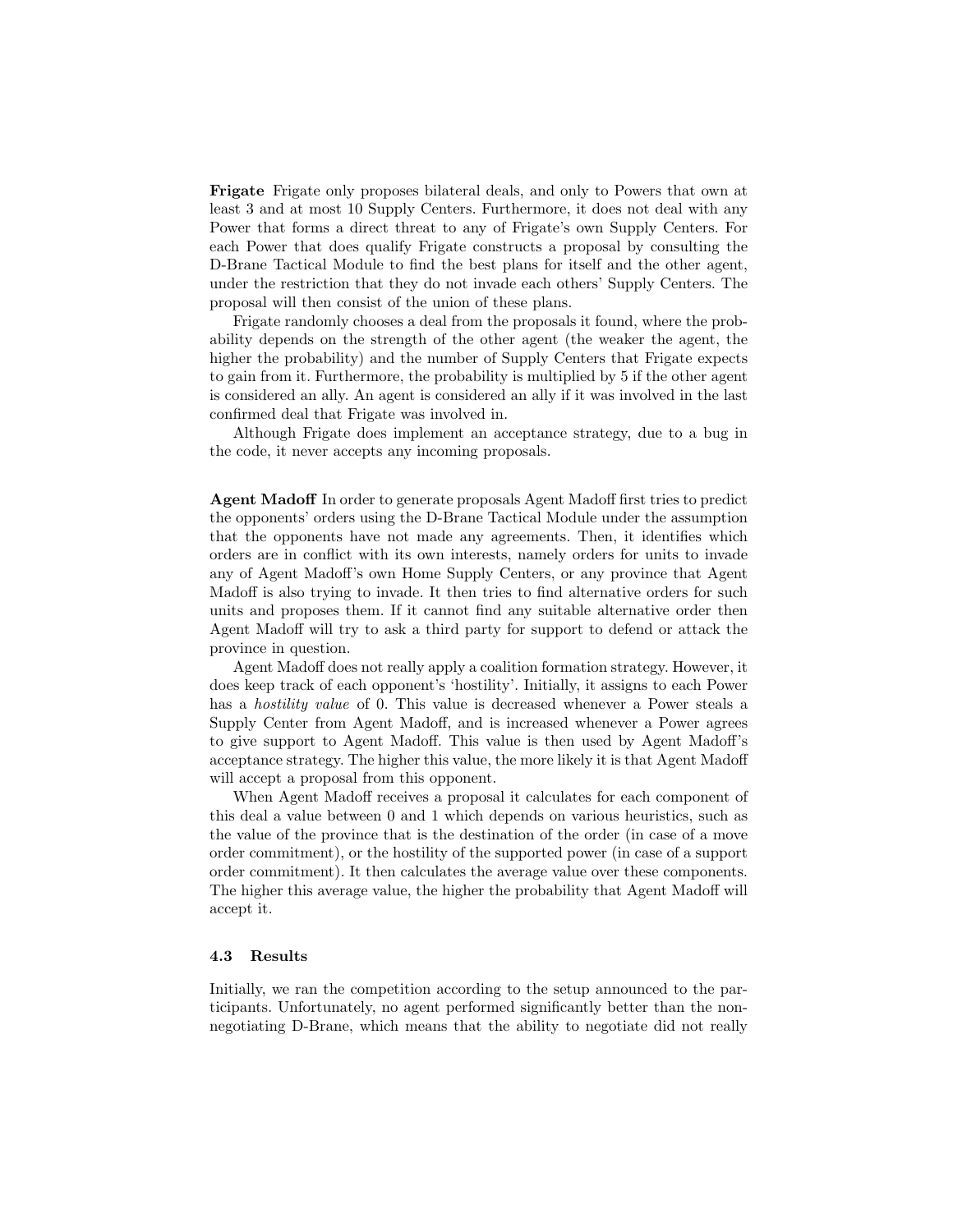**Frigate** Frigate only proposes bilateral deals, and only to Powers that own at least 3 and at most 10 Supply Centers. Furthermore, it does not deal with any Power that forms a direct threat to any of Frigate's own Supply Centers. For each Power that does qualify Frigate constructs a proposal by consulting the D-Brane Tactical Module to find the best plans for itself and the other agent, under the restriction that they do not invade each others' Supply Centers. The proposal will then consist of the union of these plans.

Frigate randomly chooses a deal from the proposals it found, where the probability depends on the strength of the other agent (the weaker the agent, the higher the probability) and the number of Supply Centers that Frigate expects to gain from it. Furthermore, the probability is multiplied by 5 if the other agent is considered an ally. An agent is considered an ally if it was involved in the last confirmed deal that Frigate was involved in.

Although Frigate does implement an acceptance strategy, due to a bug in the code, it never accepts any incoming proposals.

**Agent Madoff** In order to generate proposals Agent Madoff first tries to predict the opponents' orders using the D-Brane Tactical Module under the assumption that the opponents have not made any agreements. Then, it identifies which orders are in conflict with its own interests, namely orders for units to invade any of Agent Madoff's own Home Supply Centers, or any province that Agent Madoff is also trying to invade. It then tries to find alternative orders for such units and proposes them. If it cannot find any suitable alternative order then Agent Madoff will try to ask a third party for support to defend or attack the province in question.

Agent Madoff does not really apply a coalition formation strategy. However, it does keep track of each opponent's 'hostility'. Initially, it assigns to each Power has a *hostility value* of 0. This value is decreased whenever a Power steals a Supply Center from Agent Madoff, and is increased whenever a Power agrees to give support to Agent Madoff. This value is then used by Agent Madoff's acceptance strategy. The higher this value, the more likely it is that Agent Madoff will accept a proposal from this opponent.

When Agent Madoff receives a proposal it calculates for each component of this deal a value between 0 and 1 which depends on various heuristics, such as the value of the province that is the destination of the order (in case of a move order commitment), or the hostility of the supported power (in case of a support order commitment). It then calculates the average value over these components. The higher this average value, the higher the probability that Agent Madoff will accept it.

### 4.3 Results

Initially, we ran the competition according to the setup announced to the participants. Unfortunately, no agent performed significantly better than the non-negotiating D-Brane, which means that the ability to negotiate did not really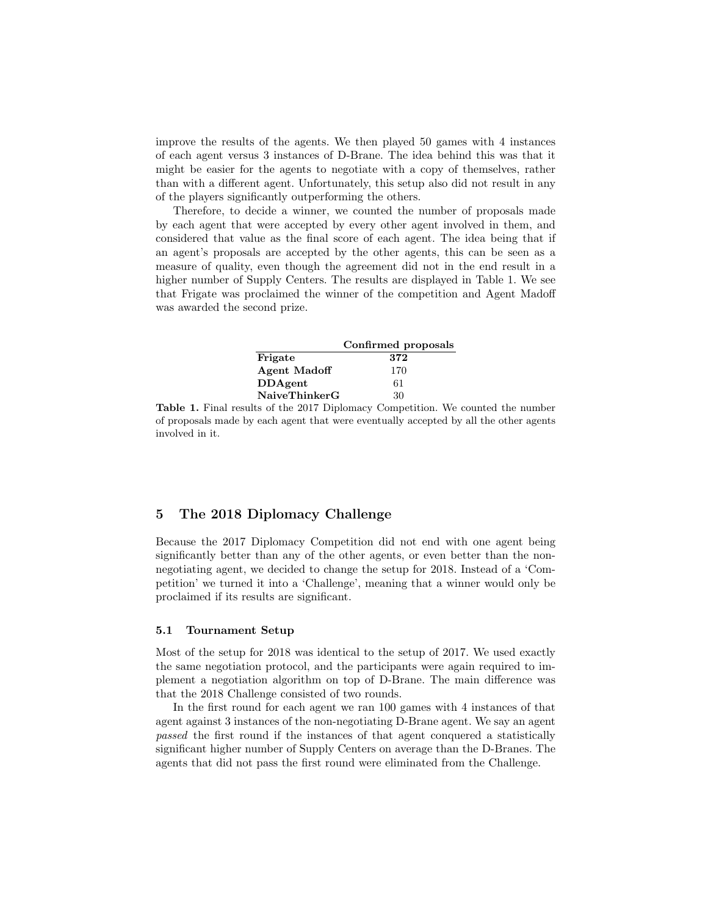improve the results of the agents. We then played 50 games with 4 instances of each agent versus 3 instances of D-Brane. The idea behind this was that it might be easier for the agents to negotiate with a copy of themselves, rather than with a different agent. Unfortunately, this setup also did not result in any of the players significantly outperforming the others.

Therefore, to decide a winner, we counted the number of proposals made by each agent that were accepted by every other agent involved in them, and considered that value as the final score of each agent. The idea being that if an agent's proposals are accepted by the other agents, this can be seen as a measure of quality, even though the agreement did not in the end result in a higher number of Supply Centers. The results are displayed in Table 1. We see that Frigate was proclaimed the winner of the competition and Agent Madoff was awarded the second prize.

| | Confirmed proposals |
|---|---|
| **Frigate** | **372** |
| **Agent Madoff** | 170 |
| **DDAgent** | 61 |
| **NaiveThinkerG** | 30 |

**Table 1.** Final results of the 2017 Diplomacy Competition. We counted the number of proposals made by each agent that were eventually accepted by all the other agents involved in it.

## 5 The 2018 Diplomacy Challenge

Because the 2017 Diplomacy Competition did not end with one agent being significantly better than any of the other agents, or even better than the non-negotiating agent, we decided to change the setup for 2018. Instead of a 'Competition' we turned it into a 'Challenge', meaning that a winner would only be proclaimed if its results are significant.

### 5.1 Tournament Setup

Most of the setup for 2018 was identical to the setup of 2017. We used exactly the same negotiation protocol, and the participants were again required to implement a negotiation algorithm on top of D-Brane. The main difference was that the 2018 Challenge consisted of two rounds.

In the first round for each agent we ran 100 games with 4 instances of that agent against 3 instances of the non-negotiating D-Brane agent. We say an agent *passed* the first round if the instances of that agent conquered a statistically significant higher number of Supply Centers on average than the D-Branes. The agents that did not pass the first round were eliminated from the Challenge.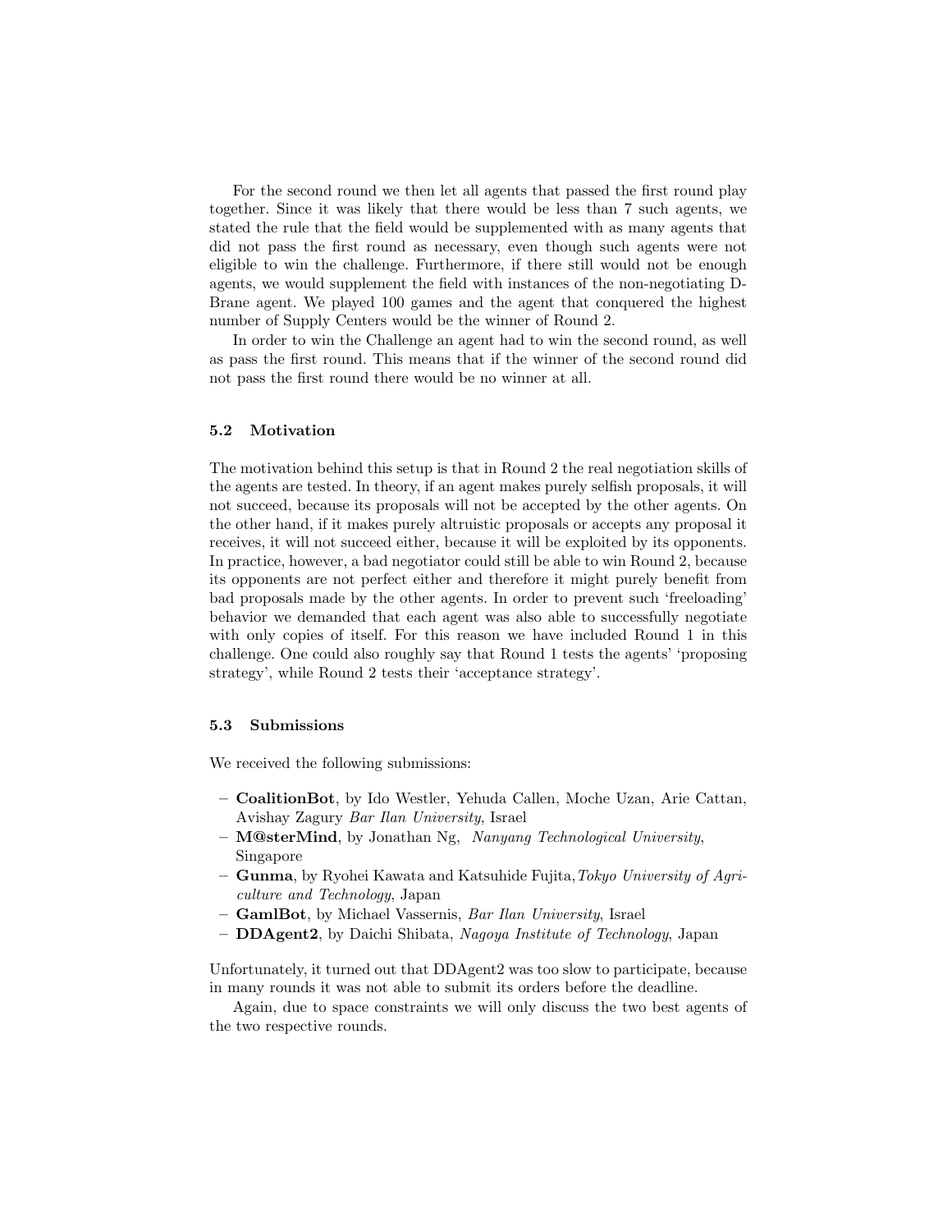For the second round we then let all agents that passed the first round play together. Since it was likely that there would be less than 7 such agents, we stated the rule that the field would be supplemented with as many agents that did not pass the first round as necessary, even though such agents were not eligible to win the challenge. Furthermore, if there still would not be enough agents, we would supplement the field with instances of the non-negotiating D-Brane agent. We played 100 games and the agent that conquered the highest number of Supply Centers would be the winner of Round 2.

In order to win the Challenge an agent had to win the second round, as well as pass the first round. This means that if the winner of the second round did not pass the first round there would be no winner at all.

### 5.2 Motivation

The motivation behind this setup is that in Round 2 the real negotiation skills of the agents are tested. In theory, if an agent makes purely selfish proposals, it will not succeed, because its proposals will not be accepted by the other agents. On the other hand, if it makes purely altruistic proposals or accepts any proposal it receives, it will not succeed either, because it will be exploited by its opponents. In practice, however, a bad negotiator could still be able to win Round 2, because its opponents are not perfect either and therefore it might purely benefit from bad proposals made by the other agents. In order to prevent such 'freeloading' behavior we demanded that each agent was also able to successfully negotiate with only copies of itself. For this reason we have included Round 1 in this challenge. One could also roughly say that Round 1 tests the agents' 'proposing strategy', while Round 2 tests their 'acceptance strategy'.

### 5.3 Submissions

We received the following submissions:

- **CoalitionBot**, by Ido Westler, Yehuda Callen, Moche Uzan, Arie Cattan, Avishay Zagury *Bar Ilan University*, Israel
- **M@sterMind**, by Jonathan Ng, *Nanyang Technological University*, Singapore
- **Gunma**, by Ryohei Kawata and Katsuhide Fujita, *Tokyo University of Agriculture and Technology*, Japan
- **GamlBot**, by Michael Vassernis, *Bar Ilan University*, Israel
- **DDAgent2**, by Daichi Shibata, *Nagoya Institute of Technology*, Japan

Unfortunately, it turned out that DDAgent2 was too slow to participate, because in many rounds it was not able to submit its orders before the deadline.

Again, due to space constraints we will only discuss the two best agents of the two respective rounds.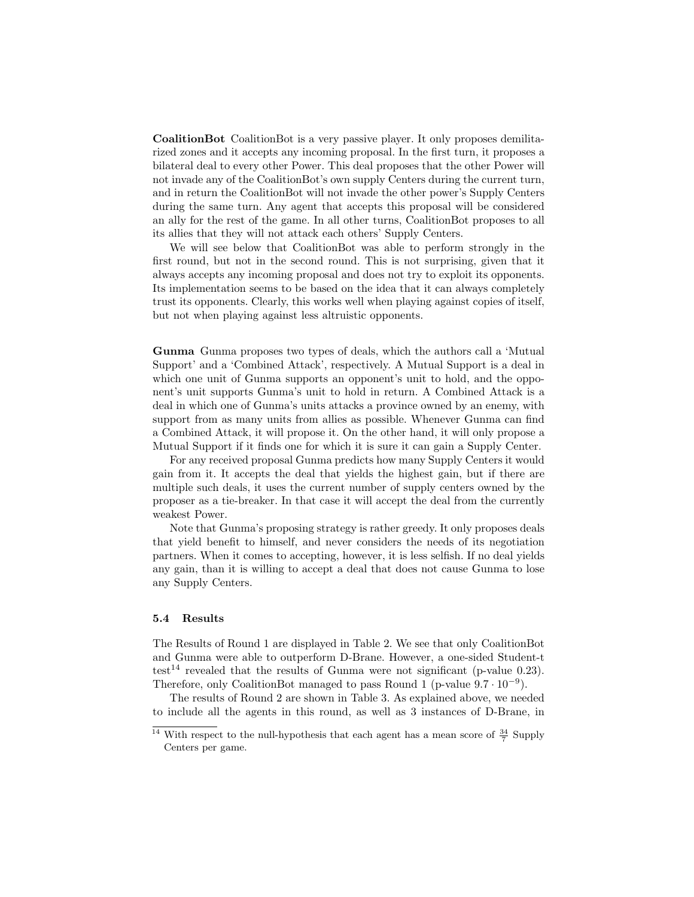**CoalitionBot** CoalitionBot is a very passive player. It only proposes demilitarized zones and it accepts any incoming proposal. In the first turn, it proposes a bilateral deal to every other Power. This deal proposes that the other Power will not invade any of the CoalitionBot's own supply Centers during the current turn, and in return the CoalitionBot will not invade the other power's Supply Centers during the same turn. Any agent that accepts this proposal will be considered an ally for the rest of the game. In all other turns, CoalitionBot proposes to all its allies that they will not attack each others' Supply Centers.

We will see below that CoalitionBot was able to perform strongly in the first round, but not in the second round. This is not surprising, given that it always accepts any incoming proposal and does not try to exploit its opponents. Its implementation seems to be based on the idea that it can always completely trust its opponents. Clearly, this works well when playing against copies of itself, but not when playing against less altruistic opponents.

**Gunma** Gunma proposes two types of deals, which the authors call a 'Mutual Support' and a 'Combined Attack', respectively. A Mutual Support is a deal in which one unit of Gunma supports an opponent's unit to hold, and the opponent's unit supports Gunma's unit to hold in return. A Combined Attack is a deal in which one of Gunma's units attacks a province owned by an enemy, with support from as many units from allies as possible. Whenever Gunma can find a Combined Attack, it will propose it. On the other hand, it will only propose a Mutual Support if it finds one for which it is sure it can gain a Supply Center.

For any received proposal Gunma predicts how many Supply Centers it would gain from it. It accepts the deal that yields the highest gain, but if there are multiple such deals, it uses the current number of supply centers owned by the proposer as a tie-breaker. In that case it will accept the deal from the currently weakest Power.

Note that Gunma's proposing strategy is rather greedy. It only proposes deals that yield benefit to himself, and never considers the needs of its negotiation partners. When it comes to accepting, however, it is less selfish. If no deal yields any gain, than it is willing to accept a deal that does not cause Gunma to lose any Supply Centers.

### 5.4 Results

The Results of Round 1 are displayed in Table 2. We see that only CoalitionBot and Gunma were able to outperform D-Brane. However, a one-sided Student-t test[14] revealed that the results of Gunma were not significant (p-value 0.23). Therefore, only CoalitionBot managed to pass Round 1 (p-value $9.7 \cdot 10^{-9}$).

The results of Round 2 are shown in Table 3. As explained above, we needed to include all the agents in this round, as well as 3 instances of D-Brane, in

[14] With respect to the null-hypothesis that each agent has a mean score of $\frac{34}{7}$ Supply Centers per game.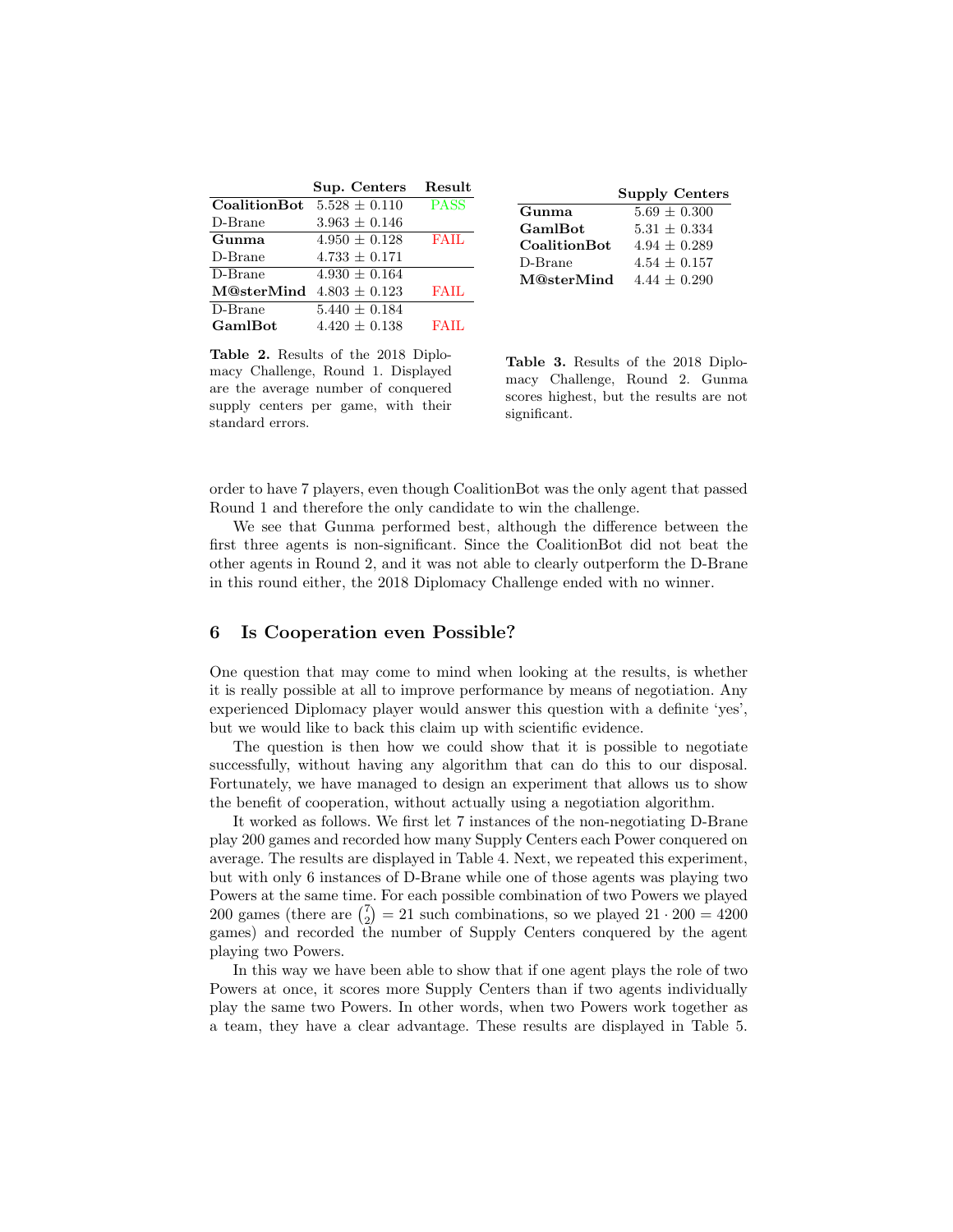| | Sup. Centers | Result |
|---|---|---|
| **CoalitionBot** | 5.528 ± 0.110 | PASS |
| D-Brane | 3.963 ± 0.146 | |
| **Gunma** | 4.950 ± 0.128 | FAIL |
| D-Brane | 4.733 ± 0.171 | |
| D-Brane | 4.930 ± 0.164 | |
| **M@sterMind** | 4.803 ± 0.123 | FAIL |
| D-Brane | 5.440 ± 0.184 | |
| **GamlBot** | 4.420 ± 0.138 | FAIL |

**Table 2.** Results of the 2018 Diplomacy Challenge, Round 1. Displayed are the average number of conquered supply centers per game, with their standard errors.

| | Supply Centers |
|---|---|
| **Gunma** | 5.69 ± 0.300 |
| **GamlBot** | 5.31 ± 0.334 |
| **CoalitionBot** | 4.94 ± 0.289 |
| D-Brane | 4.54 ± 0.157 |
| **M@sterMind** | 4.44 ± 0.290 |

**Table 3.** Results of the 2018 Diplomacy Challenge, Round 2. Gunma scores highest, but the results are not significant.

order to have 7 players, even though CoalitionBot was the only agent that passed Round 1 and therefore the only candidate to win the challenge.

We see that Gunma performed best, although the difference between the first three agents is non-significant. Since the CoalitionBot did not beat the other agents in Round 2, and it was not able to clearly outperform the D-Brane in this round either, the 2018 Diplomacy Challenge ended with no winner.

## 6 Is Cooperation even Possible?

One question that may come to mind when looking at the results, is whether it is really possible at all to improve performance by means of negotiation. Any experienced Diplomacy player would answer this question with a definite 'yes', but we would like to back this claim up with scientific evidence.

The question is then how we could show that it is possible to negotiate successfully, without having any algorithm that can do this to our disposal. Fortunately, we have managed to design an experiment that allows us to show the benefit of cooperation, without actually using a negotiation algorithm.

It worked as follows. We first let 7 instances of the non-negotiating D-Brane play 200 games and recorded how many Supply Centers each Power conquered on average. The results are displayed in Table 4. Next, we repeated this experiment, but with only 6 instances of D-Brane while one of those agents was playing two Powers at the same time. For each possible combination of two Powers we played 200 games (there are $\binom{7}{2} = 21$ such combinations, so we played $21 \cdot 200 = 4200$ games) and recorded the number of Supply Centers conquered by the agent playing two Powers.

In this way we have been able to show that if one agent plays the role of two Powers at once, it scores more Supply Centers than if two agents individually play the same two Powers. In other words, when two Powers work together as a team, they have a clear advantage. These results are displayed in Table 5.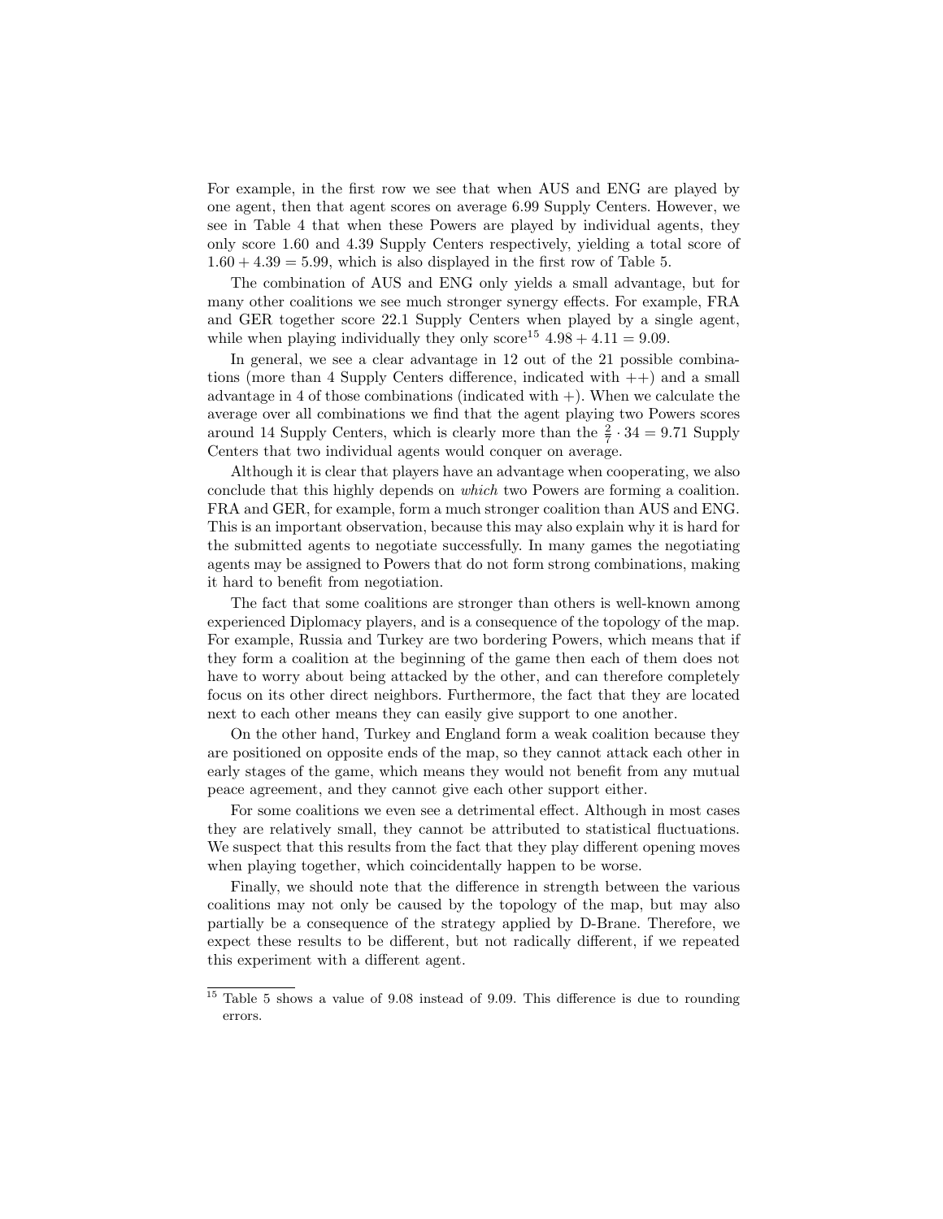For example, in the first row we see that when AUS and ENG are played by one agent, then that agent scores on average 6.99 Supply Centers. However, we see in Table 4 that when these Powers are played by individual agents, they only score 1.60 and 4.39 Supply Centers respectively, yielding a total score of $1.60 + 4.39 = 5.99$, which is also displayed in the first row of Table 5.

The combination of AUS and ENG only yields a small advantage, but for many other coalitions we see much stronger synergy effects. For example, FRA and GER together score 22.1 Supply Centers when played by a single agent, while when playing individually they only score[15] $4.98 + 4.11 = 9.09$.

In general, we see a clear advantage in 12 out of the 21 possible combinations (more than 4 Supply Centers difference, indicated with ++) and a small advantage in 4 of those combinations (indicated with +). When we calculate the average over all combinations we find that the agent playing two Powers scores around 14 Supply Centers, which is clearly more than the $\frac{2}{7} \cdot 34 = 9.71$ Supply Centers that two individual agents would conquer on average.

Although it is clear that players have an advantage when cooperating, we also conclude that this highly depends on *which* two Powers are forming a coalition. FRA and GER, for example, form a much stronger coalition than AUS and ENG. This is an important observation, because this may also explain why it is hard for the submitted agents to negotiate successfully. In many games the negotiating agents may be assigned to Powers that do not form strong combinations, making it hard to benefit from negotiation.

The fact that some coalitions are stronger than others is well-known among experienced Diplomacy players, and is a consequence of the topology of the map. For example, Russia and Turkey are two bordering Powers, which means that if they form a coalition at the beginning of the game then each of them does not have to worry about being attacked by the other, and can therefore completely focus on its other direct neighbors. Furthermore, the fact that they are located next to each other means they can easily give support to one another.

On the other hand, Turkey and England form a weak coalition because they are positioned on opposite ends of the map, so they cannot attack each other in early stages of the game, which means they would not benefit from any mutual peace agreement, and they cannot give each other support either.

For some coalitions we even see a detrimental effect. Although in most cases they are relatively small, they cannot be attributed to statistical fluctuations. We suspect that this results from the fact that they play different opening moves when playing together, which coincidentally happen to be worse.

Finally, we should note that the difference in strength between the various coalitions may not only be caused by the topology of the map, but may also partially be a consequence of the strategy applied by D-Brane. Therefore, we expect these results to be different, but not radically different, if we repeated this experiment with a different agent.

---

[15] Table 5 shows a value of 9.08 instead of 9.09. This difference is due to rounding errors.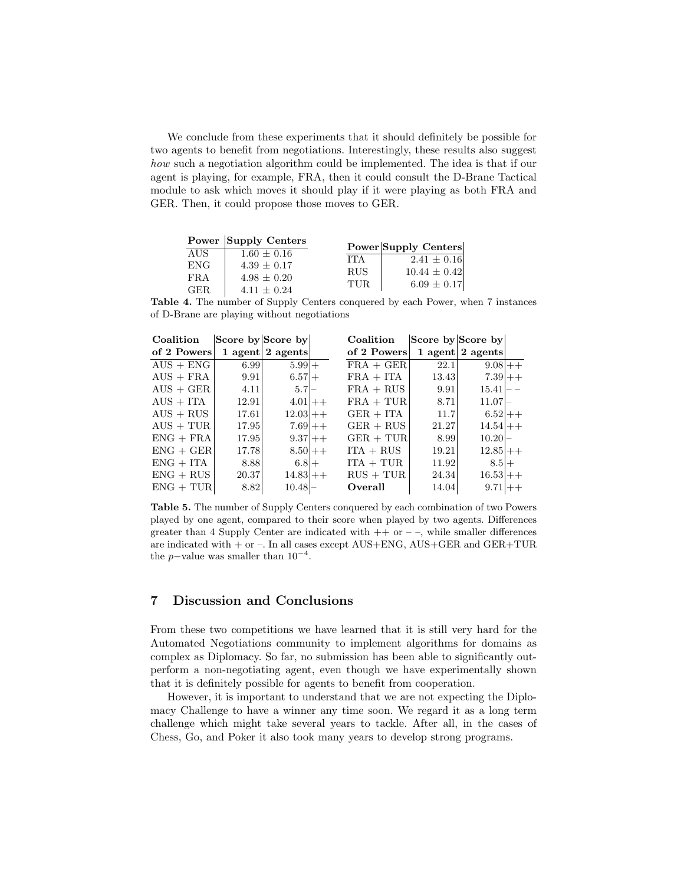We conclude from these experiments that it should definitely be possible for two agents to benefit from negotiations. Interestingly, these results also suggest *how* such a negotiation algorithm could be implemented. The idea is that if our agent is playing, for example, FRA, then it could consult the D-Brane Tactical module to ask which moves it should play if it were playing as both FRA and GER. Then, it could propose those moves to GER.

| Power | Supply Centers |
|---|---|
| AUS | $1.60 \pm 0.16$ |
| ENG | $4.39 \pm 0.17$ |
| FRA | $4.98 \pm 0.20$ |
| GER | $4.11 \pm 0.24$ |
| ITA | $2.41 \pm 0.16$ |
| RUS | $10.44 \pm 0.42$ |
| TUR | $6.09 \pm 0.17$ |

**Table 4.** The number of Supply Centers conquered by each Power, when 7 instances of D-Brane are playing without negotiations

| Coalition of 2 Powers | Score by 1 agent | Score by 2 agents | |
|---|---|---|---|
| AUS + ENG | 6.99 | 5.99 | + |
| AUS + FRA | 9.91 | 6.57 | + |
| AUS + GER | 4.11 | 5.7 | – |
| AUS + ITA | 12.91 | 4.01 | ++ |
| AUS + RUS | 17.61 | 12.03 | ++ |
| AUS + TUR | 17.95 | 7.69 | ++ |
| ENG + FRA | 17.95 | 9.37 | ++ |
| ENG + GER | 17.78 | 8.50 | ++ |
| ENG + ITA | 8.88 | 6.8 | + |
| ENG + RUS | 20.37 | 14.83 | ++ |
| ENG + TUR | 8.82 | 10.48 | – |
| FRA + GER | 22.1 | 9.08 | ++ |
| FRA + ITA | 13.43 | 7.39 | ++ |
| FRA + RUS | 9.91 | 15.41 | – – |
| FRA + TUR | 8.71 | 11.07 | – |
| GER + ITA | 11.7 | 6.52 | ++ |
| GER + RUS | 21.27 | 14.54 | ++ |
| GER + TUR | 8.99 | 10.20 | – |
| ITA + RUS | 19.21 | 12.85 | ++ |
| ITA + TUR | 11.92 | 8.5 | + |
| RUS + TUR | 24.34 | 16.53 | ++ |
| **Overall** | 14.04 | 9.71 | ++ |

**Table 5.** The number of Supply Centers conquered by each combination of two Powers played by one agent, compared to their score when played by two agents. Differences greater than 4 Supply Center are indicated with ++ or – –, while smaller differences are indicated with + or –. In all cases except AUS+ENG, AUS+GER and GER+TUR the $p$−value was smaller than $10^{-4}$.

## 7 Discussion and Conclusions

From these two competitions we have learned that it is still very hard for the Automated Negotiations community to implement algorithms for domains as complex as Diplomacy. So far, no submission has been able to significantly outperform a non-negotiating agent, even though we have experimentally shown that it is definitely possible for agents to benefit from cooperation.

However, it is important to understand that we are not expecting the Diplomacy Challenge to have a winner any time soon. We regard it as a long term challenge which might take several years to tackle. After all, in the cases of Chess, Go, and Poker it also took many years to develop strong programs.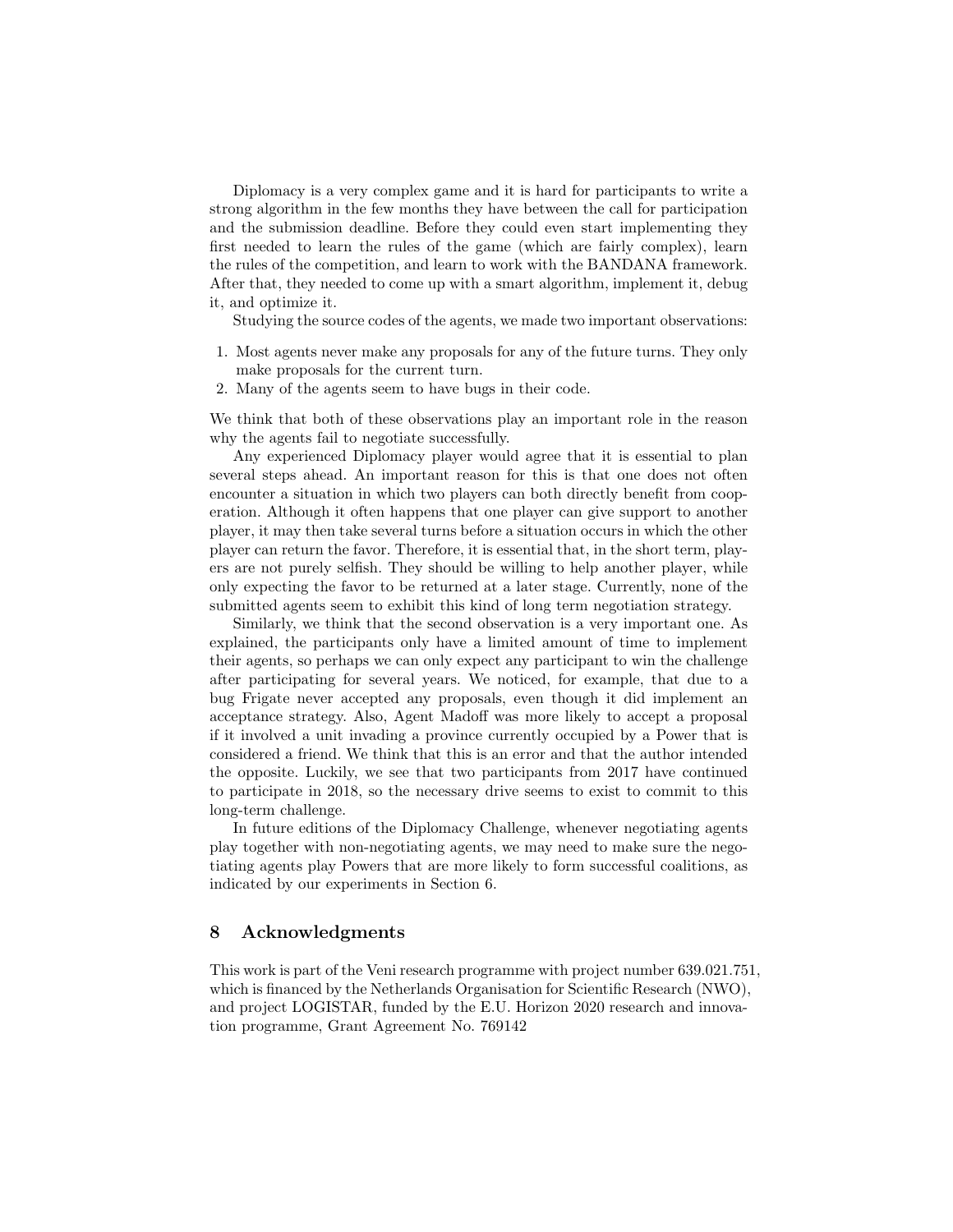Diplomacy is a very complex game and it is hard for participants to write a strong algorithm in the few months they have between the call for participation and the submission deadline. Before they could even start implementing they first needed to learn the rules of the game (which are fairly complex), learn the rules of the competition, and learn to work with the BANDANA framework. After that, they needed to come up with a smart algorithm, implement it, debug it, and optimize it.

Studying the source codes of the agents, we made two important observations:

1. Most agents never make any proposals for any of the future turns. They only make proposals for the current turn.
2. Many of the agents seem to have bugs in their code.

We think that both of these observations play an important role in the reason why the agents fail to negotiate successfully.

Any experienced Diplomacy player would agree that it is essential to plan several steps ahead. An important reason for this is that one does not often encounter a situation in which two players can both directly benefit from cooperation. Although it often happens that one player can give support to another player, it may then take several turns before a situation occurs in which the other player can return the favor. Therefore, it is essential that, in the short term, players are not purely selfish. They should be willing to help another player, while only expecting the favor to be returned at a later stage. Currently, none of the submitted agents seem to exhibit this kind of long term negotiation strategy.

Similarly, we think that the second observation is a very important one. As explained, the participants only have a limited amount of time to implement their agents, so perhaps we can only expect any participant to win the challenge after participating for several years. We noticed, for example, that due to a bug Frigate never accepted any proposals, even though it did implement an acceptance strategy. Also, Agent Madoff was more likely to accept a proposal if it involved a unit invading a province currently occupied by a Power that is considered a friend. We think that this is an error and that the author intended the opposite. Luckily, we see that two participants from 2017 have continued to participate in 2018, so the necessary drive seems to exist to commit to this long-term challenge.

In future editions of the Diplomacy Challenge, whenever negotiating agents play together with non-negotiating agents, we may need to make sure the negotiating agents play Powers that are more likely to form successful coalitions, as indicated by our experiments in Section 6.

## 8 Acknowledgments

This work is part of the Veni research programme with project number 639.021.751, which is financed by the Netherlands Organisation for Scientific Research (NWO), and project LOGISTAR, funded by the E.U. Horizon 2020 research and innovation programme, Grant Agreement No. 769142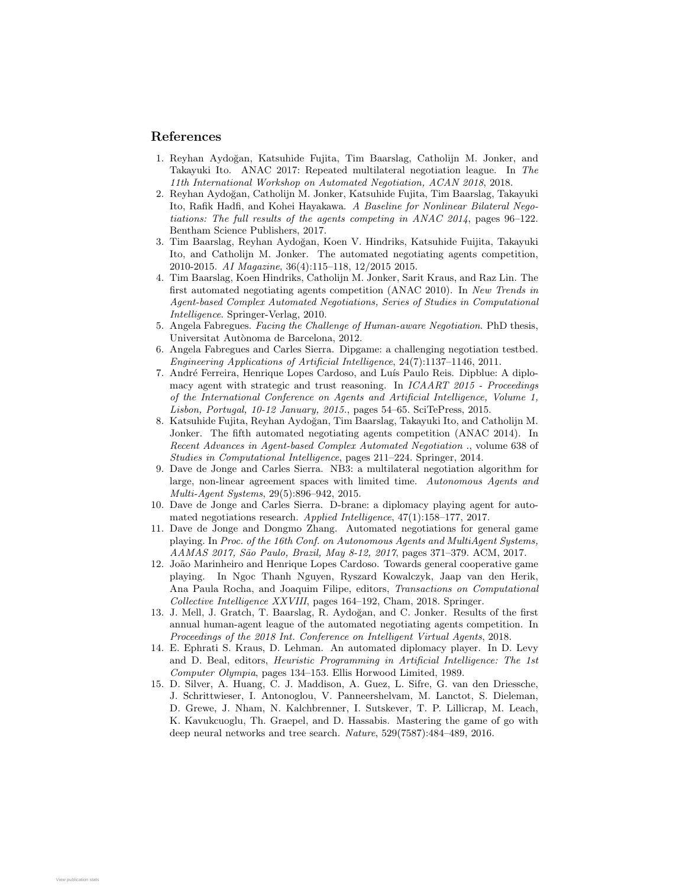## References

1. Reyhan Aydoğan, Katsuhide Fujita, Tim Baarslag, Catholijn M. Jonker, and Takayuki Ito. ANAC 2017: Repeated multilateral negotiation league. In *The 11th International Workshop on Automated Negotiation, ACAN 2018*, 2018.
2. Reyhan Aydoğan, Catholijn M. Jonker, Katsuhide Fujita, Tim Baarslag, Takayuki Ito, Rafik Hadfi, and Kohei Hayakawa. *A Baseline for Nonlinear Bilateral Negotiations: The full results of the agents competing in ANAC 2014*, pages 96–122. Bentham Science Publishers, 2017.
3. Tim Baarslag, Reyhan Aydoğan, Koen V. Hindriks, Katsuhide Fuijita, Takayuki Ito, and Catholijn M. Jonker. The automated negotiating agents competition, 2010-2015. *AI Magazine*, 36(4):115–118, 12/2015 2015.
4. Tim Baarslag, Koen Hindriks, Catholijn M. Jonker, Sarit Kraus, and Raz Lin. The first automated negotiating agents competition (ANAC 2010). In *New Trends in Agent-based Complex Automated Negotiations, Series of Studies in Computational Intelligence*. Springer-Verlag, 2010.
5. Angela Fabregues. *Facing the Challenge of Human-aware Negotiation*. PhD thesis, Universitat Autònoma de Barcelona, 2012.
6. Angela Fabregues and Carles Sierra. Dipgame: a challenging negotiation testbed. *Engineering Applications of Artificial Intelligence*, 24(7):1137–1146, 2011.
7. André Ferreira, Henrique Lopes Cardoso, and Luís Paulo Reis. Dipblue: A diplomacy agent with strategic and trust reasoning. In *ICAART 2015 - Proceedings of the International Conference on Agents and Artificial Intelligence, Volume 1, Lisbon, Portugal, 10-12 January, 2015.*, pages 54–65. SciTePress, 2015.
8. Katsuhide Fujita, Reyhan Aydoğan, Tim Baarslag, Takayuki Ito, and Catholijn M. Jonker. The fifth automated negotiating agents competition (ANAC 2014). In *Recent Advances in Agent-based Complex Automated Negotiation .*, volume 638 of *Studies in Computational Intelligence*, pages 211–224. Springer, 2014.
9. Dave de Jonge and Carles Sierra. NB3: a multilateral negotiation algorithm for large, non-linear agreement spaces with limited time. *Autonomous Agents and Multi-Agent Systems*, 29(5):896–942, 2015.
10. Dave de Jonge and Carles Sierra. D-brane: a diplomacy playing agent for automated negotiations research. *Applied Intelligence*, 47(1):158–177, 2017.
11. Dave de Jonge and Dongmo Zhang. Automated negotiations for general game playing. In *Proc. of the 16th Conf. on Autonomous Agents and MultiAgent Systems, AAMAS 2017, São Paulo, Brazil, May 8-12, 2017*, pages 371–379. ACM, 2017.
12. João Marinheiro and Henrique Lopes Cardoso. Towards general cooperative game playing. In Ngoc Thanh Nguyen, Ryszard Kowalczyk, Jaap van den Herik, Ana Paula Rocha, and Joaquim Filipe, editors, *Transactions on Computational Collective Intelligence XXVIII*, pages 164–192, Cham, 2018. Springer.
13. J. Mell, J. Gratch, T. Baarslag, R. Aydoğan, and C. Jonker. Results of the first annual human-agent league of the automated negotiating agents competition. In *Proceedings of the 2018 Int. Conference on Intelligent Virtual Agents*, 2018.
14. E. Ephrati S. Kraus, D. Lehman. An automated diplomacy player. In D. Levy and D. Beal, editors, *Heuristic Programming in Artificial Intelligence: The 1st Computer Olympia*, pages 134–153. Ellis Horwood Limited, 1989.
15. D. Silver, A. Huang, C. J. Maddison, A. Guez, L. Sifre, G. van den Driessche, J. Schrittwieser, I. Antonoglou, V. Panneershelvam, M. Lanctot, S. Dieleman, D. Grewe, J. Nham, N. Kalchbrenner, I. Sutskever, T. P. Lillicrap, M. Leach, K. Kavukcuoglu, Th. Graepel, and D. Hassabis. Mastering the game of go with deep neural networks and tree search. *Nature*, 529(7587):484–489, 2016.